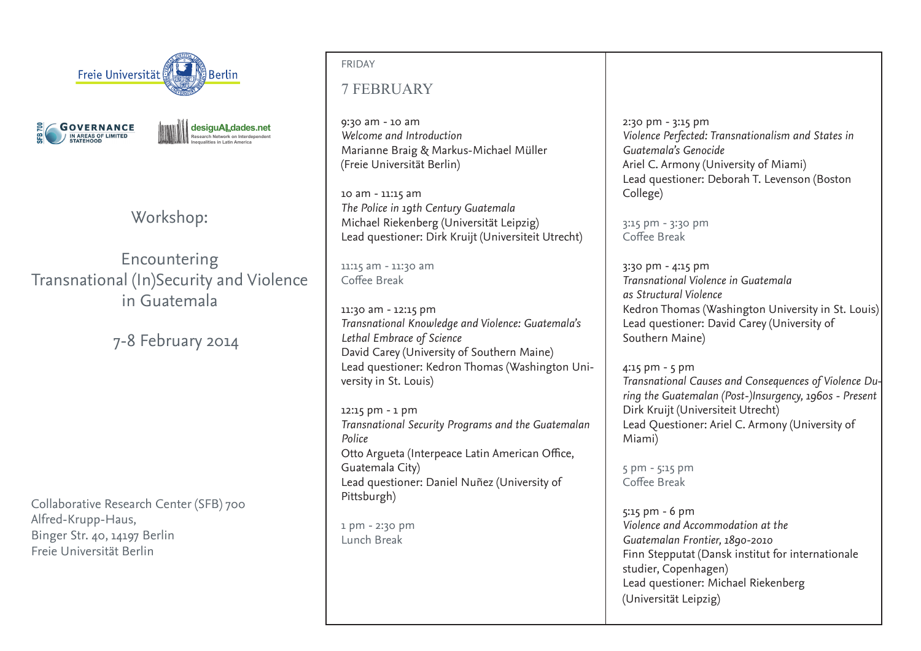Freie Universität Berlin

SFB 700 GOVERNANCE IN AREAS OF LIMITED STATEHOOD

desiguALdades.net Research Network on Interdependent Inequalities in Latin America

# Workshop:

# Encountering Transnational (In)Security and Violence in Guatemala

## 7-8 February 2014

Collaborative Research Center (SFB) 700
Alfred-Krupp-Haus,
Binger Str. 40, 14197 Berlin
Freie Universität Berlin

FRIDAY

## 7 FEBRUARY

9:30 am - 10 am
*Welcome and Introduction*
Marianne Braig & Markus-Michael Müller
(Freie Universität Berlin)

10 am - 11:15 am
*The Police in 19th Century Guatemala*
Michael Riekenberg (Universität Leipzig)
Lead questioner: Dirk Kruijt (Universiteit Utrecht)

11:15 am - 11:30 am
Coffee Break

11:30 am - 12:15 pm
*Transnational Knowledge and Violence: Guatemala's Lethal Embrace of Science*
David Carey (University of Southern Maine)
Lead questioner: Kedron Thomas (Washington University in St. Louis)

12:15 pm - 1 pm
*Transnational Security Programs and the Guatemalan Police*
Otto Argueta (Interpeace Latin American Office, Guatemala City)
Lead questioner: Daniel Nuñez (University of Pittsburgh)

1 pm - 2:30 pm
Lunch Break

2:30 pm - 3:15 pm
*Violence Perfected: Transnationalism and States in Guatemala's Genocide*
Ariel C. Armony (University of Miami)
Lead questioner: Deborah T. Levenson (Boston College)

3:15 pm - 3:30 pm
Coffee Break

3:30 pm - 4:15 pm
*Transnational Violence in Guatemala as Structural Violence*
Kedron Thomas (Washington University in St. Louis)
Lead questioner: David Carey (University of Southern Maine)

4:15 pm - 5 pm
*Transnational Causes and Consequences of Violence During the Guatemalan (Post-)Insurgency, 1960s - Present*
Dirk Kruijt (Universiteit Utrecht)
Lead Questioner: Ariel C. Armony (University of Miami)

5 pm - 5:15 pm
Coffee Break

5:15 pm - 6 pm
*Violence and Accommodation at the Guatemalan Frontier, 1890-2010*
Finn Stepputat (Dansk institut for internationale studier, Copenhagen)
Lead questioner: Michael Riekenberg (Universität Leipzig)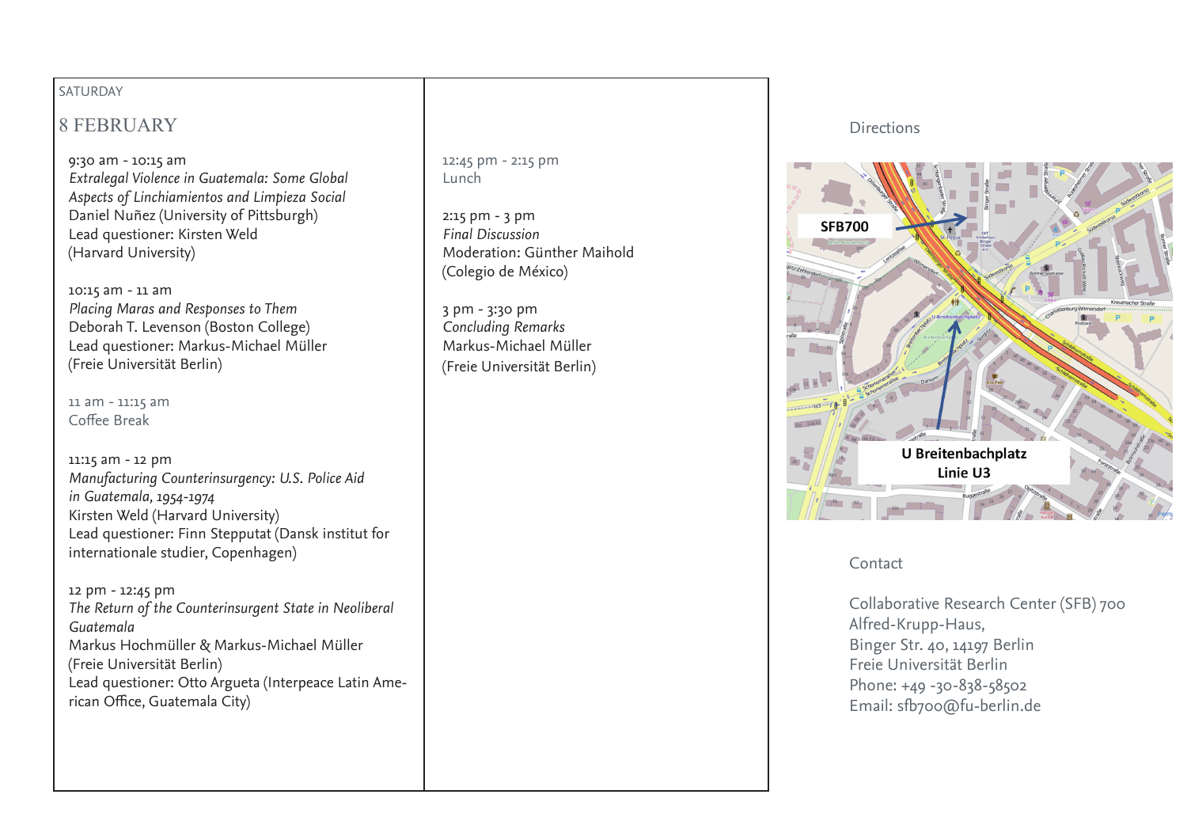SATURDAY

## 8 FEBRUARY

9:30 am - 10:15 am
*Extralegal Violence in Guatemala: Some Global Aspects of Linchiamientos and Limpieza Social*
Daniel Nuñez (University of Pittsburgh)
Lead questioner: Kirsten Weld
(Harvard University)

10:15 am - 11 am
*Placing Maras and Responses to Them*
Deborah T. Levenson (Boston College)
Lead questioner: Markus-Michael Müller
(Freie Universität Berlin)

11 am - 11:15 am
Coffee Break

11:15 am - 12 pm
*Manufacturing Counterinsurgency: U.S. Police Aid in Guatemala, 1954-1974*
Kirsten Weld (Harvard University)
Lead questioner: Finn Stepputat (Dansk institut for internationale studier, Copenhagen)

12 pm - 12:45 pm
*The Return of the Counterinsurgent State in Neoliberal Guatemala*
Markus Hochmüller & Markus-Michael Müller
(Freie Universität Berlin)
Lead questioner: Otto Argueta (Interpeace Latin American Office, Guatemala City)

12:45 pm - 2:15 pm
Lunch

2:15 pm - 3 pm
*Final Discussion*
Moderation: Günther Maihold
(Colegio de México)

3 pm - 3:30 pm
*Concluding Remarks*
Markus-Michael Müller
(Freie Universität Berlin)

Directions

**SFB700**

**U Breitenbachplatz**
**Linie U3**

Contact

Collaborative Research Center (SFB) 700
Alfred-Krupp-Haus,
Binger Str. 40, 14197 Berlin
Freie Universität Berlin
Phone: +49 -30-838-58502
Email: sfb700@fu-berlin.de